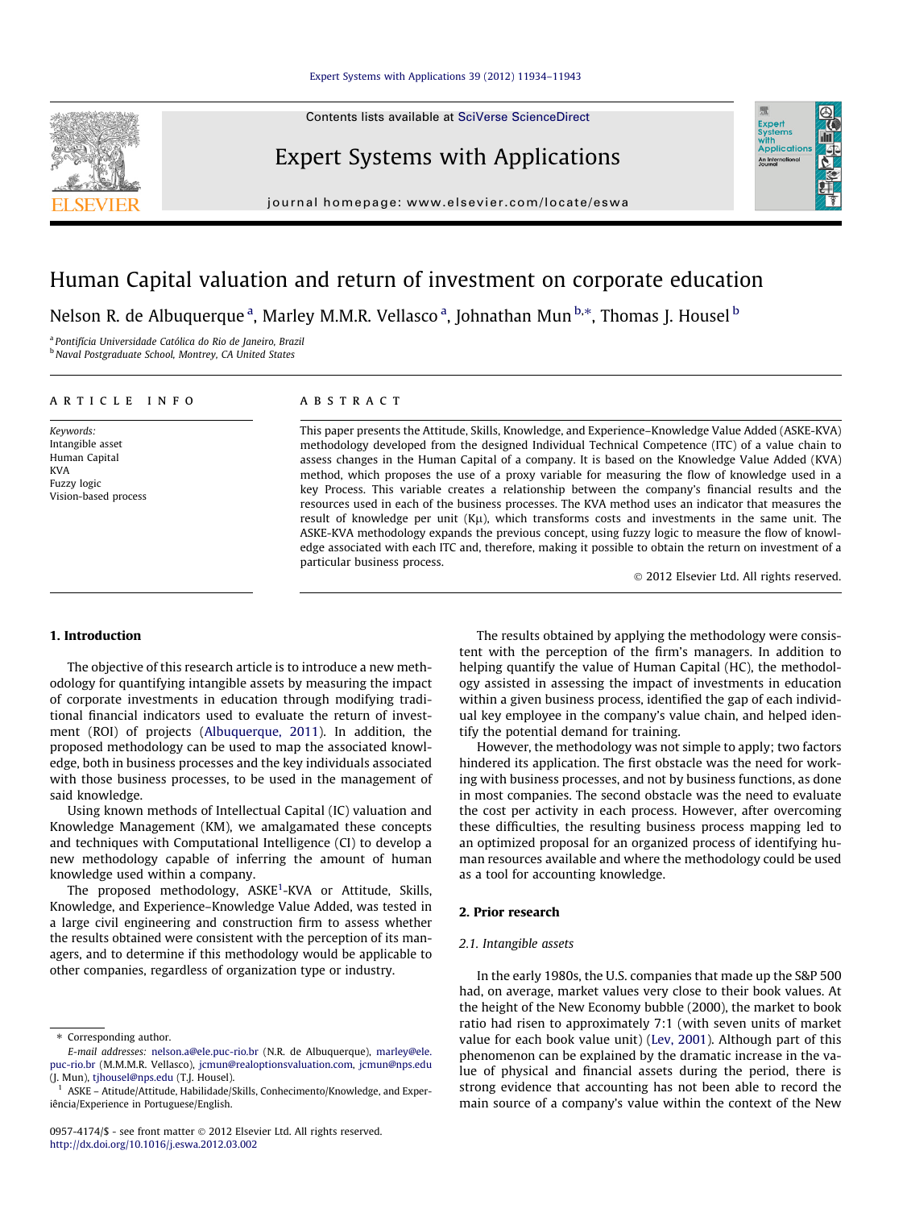# Human Capital valuation and return of investment on corporate education

Nelson R. de Albuquerque [a], Marley M.M.R. Vellasco [a], Johnathan Mun [b,*], Thomas J. Housel [b]

[a] Pontifícia Universidade Católica do Rio de Janeiro, Brazil
[b] Naval Postgraduate School, Montrey, CA United States

## ARTICLE INFO

*Keywords:*
Intangible asset
Human Capital
KVA
Fuzzy logic
Vision-based process

## ABSTRACT

This paper presents the Attitude, Skills, Knowledge, and Experience–Knowledge Value Added (ASKE-KVA) methodology developed from the designed Individual Technical Competence (ITC) of a value chain to assess changes in the Human Capital of a company. It is based on the Knowledge Value Added (KVA) method, which proposes the use of a proxy variable for measuring the flow of knowledge used in a key Process. This variable creates a relationship between the company's financial results and the resources used in each of the business processes. The KVA method uses an indicator that measures the result of knowledge per unit (Kμ), which transforms costs and investments in the same unit. The ASKE-KVA methodology expands the previous concept, using fuzzy logic to measure the flow of knowledge associated with each ITC and, therefore, making it possible to obtain the return on investment of a particular business process.

© 2012 Elsevier Ltd. All rights reserved.

## 1. Introduction

The objective of this research article is to introduce a new methodology for quantifying intangible assets by measuring the impact of corporate investments in education through modifying traditional financial indicators used to evaluate the return of investment (ROI) of projects (Albuquerque, 2011). In addition, the proposed methodology can be used to map the associated knowledge, both in business processes and the key individuals associated with those business processes, to be used in the management of said knowledge.

Using known methods of Intellectual Capital (IC) valuation and Knowledge Management (KM), we amalgamated these concepts and techniques with Computational Intelligence (CI) to develop a new methodology capable of inferring the amount of human knowledge used within a company.

The proposed methodology, ASKE[1]-KVA or Attitude, Skills, Knowledge, and Experience–Knowledge Value Added, was tested in a large civil engineering and construction firm to assess whether the results obtained were consistent with the perception of its managers, and to determine if this methodology would be applicable to other companies, regardless of organization type or industry.

The results obtained by applying the methodology were consistent with the perception of the firm's managers. In addition to helping quantify the value of Human Capital (HC), the methodology assisted in assessing the impact of investments in education within a given business process, identified the gap of each individual key employee in the company's value chain, and helped identify the potential demand for training.

However, the methodology was not simple to apply; two factors hindered its application. The first obstacle was the need for working with business processes, and not by business functions, as done in most companies. The second obstacle was the need to evaluate the cost per activity in each process. However, after overcoming these difficulties, the resulting business process mapping led to an optimized proposal for an organized process of identifying human resources available and where the methodology could be used as a tool for accounting knowledge.

## 2. Prior research

### 2.1. Intangible assets

In the early 1980s, the U.S. companies that made up the S&P 500 had, on average, market values very close to their book values. At the height of the New Economy bubble (2000), the market to book ratio had risen to approximately 7:1 (with seven units of market value for each book value unit) (Lev, 2001). Although part of this phenomenon can be explained by the dramatic increase in the value of physical and financial assets during the period, there is strong evidence that accounting has not been able to record the main source of a company's value within the context of the New

---

* Corresponding author.
*E-mail addresses:* nelson.a@ele.puc-rio.br (N.R. de Albuquerque), marley@ele.puc-rio.br (M.M.M.R. Vellasco), jcmun@realoptionsvaluation.com, jcmun@nps.edu (J. Mun), tjhousel@nps.edu (T.J. Housel).

[1] ASKE – Atitude/Attitude, Habilidade/Skills, Conhecimento/Knowledge, and Experiência/Experience in Portuguese/English.

0957-4174/$ - see front matter © 2012 Elsevier Ltd. All rights reserved.
http://dx.doi.org/10.1016/j.eswa.2012.03.002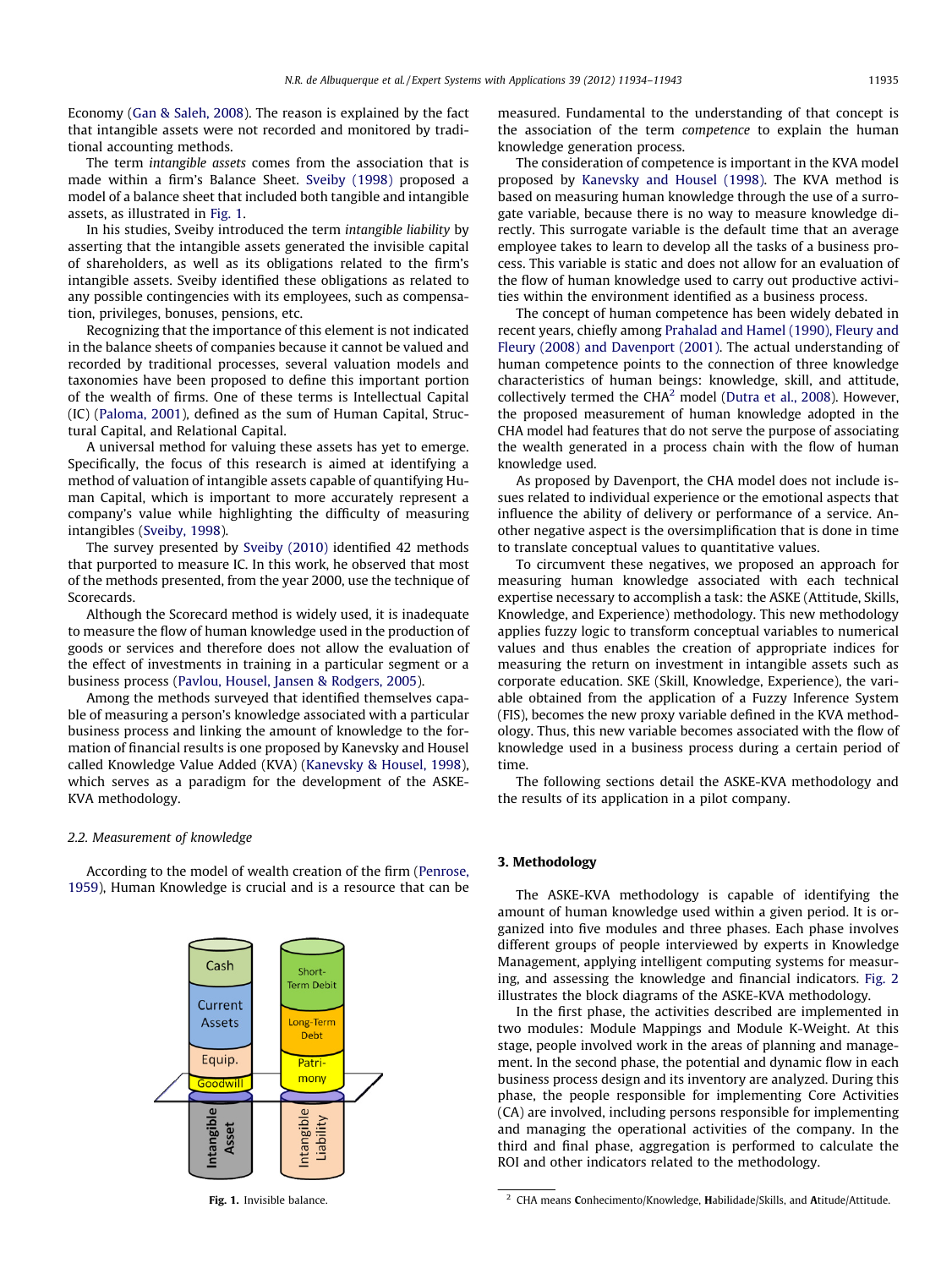Economy (Gan & Saleh, 2008). The reason is explained by the fact that intangible assets were not recorded and monitored by traditional accounting methods.

The term *intangible assets* comes from the association that is made within a firm's Balance Sheet. Sveiby (1998) proposed a model of a balance sheet that included both tangible and intangible assets, as illustrated in Fig. 1.

In his studies, Sveiby introduced the term *intangible liability* by asserting that the intangible assets generated the invisible capital of shareholders, as well as its obligations related to the firm's intangible assets. Sveiby identified these obligations as related to any possible contingencies with its employees, such as compensation, privileges, bonuses, pensions, etc.

Recognizing that the importance of this element is not indicated in the balance sheets of companies because it cannot be valued and recorded by traditional processes, several valuation models and taxonomies have been proposed to define this important portion of the wealth of firms. One of these terms is Intellectual Capital (IC) (Paloma, 2001), defined as the sum of Human Capital, Structural Capital, and Relational Capital.

A universal method for valuing these assets has yet to emerge. Specifically, the focus of this research is aimed at identifying a method of valuation of intangible assets capable of quantifying Human Capital, which is important to more accurately represent a company's value while highlighting the difficulty of measuring intangibles (Sveiby, 1998).

The survey presented by Sveiby (2010) identified 42 methods that purported to measure IC. In this work, he observed that most of the methods presented, from the year 2000, use the technique of Scorecards.

Although the Scorecard method is widely used, it is inadequate to measure the flow of human knowledge used in the production of goods or services and therefore does not allow the evaluation of the effect of investments in training in a particular segment or a business process (Pavlou, Housel, Jansen & Rodgers, 2005).

Among the methods surveyed that identified themselves capable of measuring a person's knowledge associated with a particular business process and linking the amount of knowledge to the formation of financial results is one proposed by Kanevsky and Housel called Knowledge Value Added (KVA) (Kanevsky & Housel, 1998), which serves as a paradigm for the development of the ASKE-KVA methodology.

### 2.2. Measurement of knowledge

According to the model of wealth creation of the firm (Penrose, 1959), Human Knowledge is crucial and is a resource that can be measured. Fundamental to the understanding of that concept is the association of the term *competence* to explain the human knowledge generation process.

The consideration of competence is important in the KVA model proposed by Kanevsky and Housel (1998). The KVA method is based on measuring human knowledge through the use of a surrogate variable, because there is no way to measure knowledge directly. This surrogate variable is the default time that an average employee takes to learn to develop all the tasks of a business process. This variable is static and does not allow for an evaluation of the flow of human knowledge used to carry out productive activities within the environment identified as a business process.

The concept of human competence has been widely debated in recent years, chiefly among Prahalad and Hamel (1990), Fleury and Fleury (2008) and Davenport (2001). The actual understanding of human competence points to the connection of three knowledge characteristics of human beings: knowledge, skill, and attitude, collectively termed the CHA[2] model (Dutra et al., 2008). However, the proposed measurement of human knowledge adopted in the CHA model had features that do not serve the purpose of associating the wealth generated in a process chain with the flow of human knowledge used.

As proposed by Davenport, the CHA model does not include issues related to individual experience or the emotional aspects that influence the ability of delivery or performance of a service. Another negative aspect is the oversimplification that is done in time to translate conceptual values to quantitative values.

To circumvent these negatives, we proposed an approach for measuring human knowledge associated with each technical expertise necessary to accomplish a task: the ASKE (Attitude, Skills, Knowledge, and Experience) methodology. This new methodology applies fuzzy logic to transform conceptual variables to numerical values and thus enables the creation of appropriate indices for measuring the return on investment in intangible assets such as corporate education. SKE (Skill, Knowledge, Experience), the variable obtained from the application of a Fuzzy Inference System (FIS), becomes the new proxy variable defined in the KVA methodology. Thus, this new variable becomes associated with the flow of knowledge used in a business process during a certain period of time.

The following sections detail the ASKE-KVA methodology and the results of its application in a pilot company.

## 3. Methodology

The ASKE-KVA methodology is capable of identifying the amount of human knowledge used within a given period. It is organized into five modules and three phases. Each phase involves different groups of people interviewed by experts in Knowledge Management, applying intelligent computing systems for measuring, and assessing the knowledge and financial indicators. Fig. 2 illustrates the block diagrams of the ASKE-KVA methodology.

In the first phase, the activities described are implemented in two modules: Module Mappings and Module K-Weight. At this stage, people involved work in the areas of planning and management. In the second phase, the potential and dynamic flow in each business process design and its inventory are analyzed. During this phase, the people responsible for implementing Core Activities (CA) are involved, including persons responsible for implementing and managing the operational activities of the company. In the third and final phase, aggregation is performed to calculate the ROI and other indicators related to the methodology.

**Fig. 1.** Invisible balance.

[2] CHA means **C**onhecimento/Knowledge, **H**abilidade/Skills, and **A**titude/Attitude.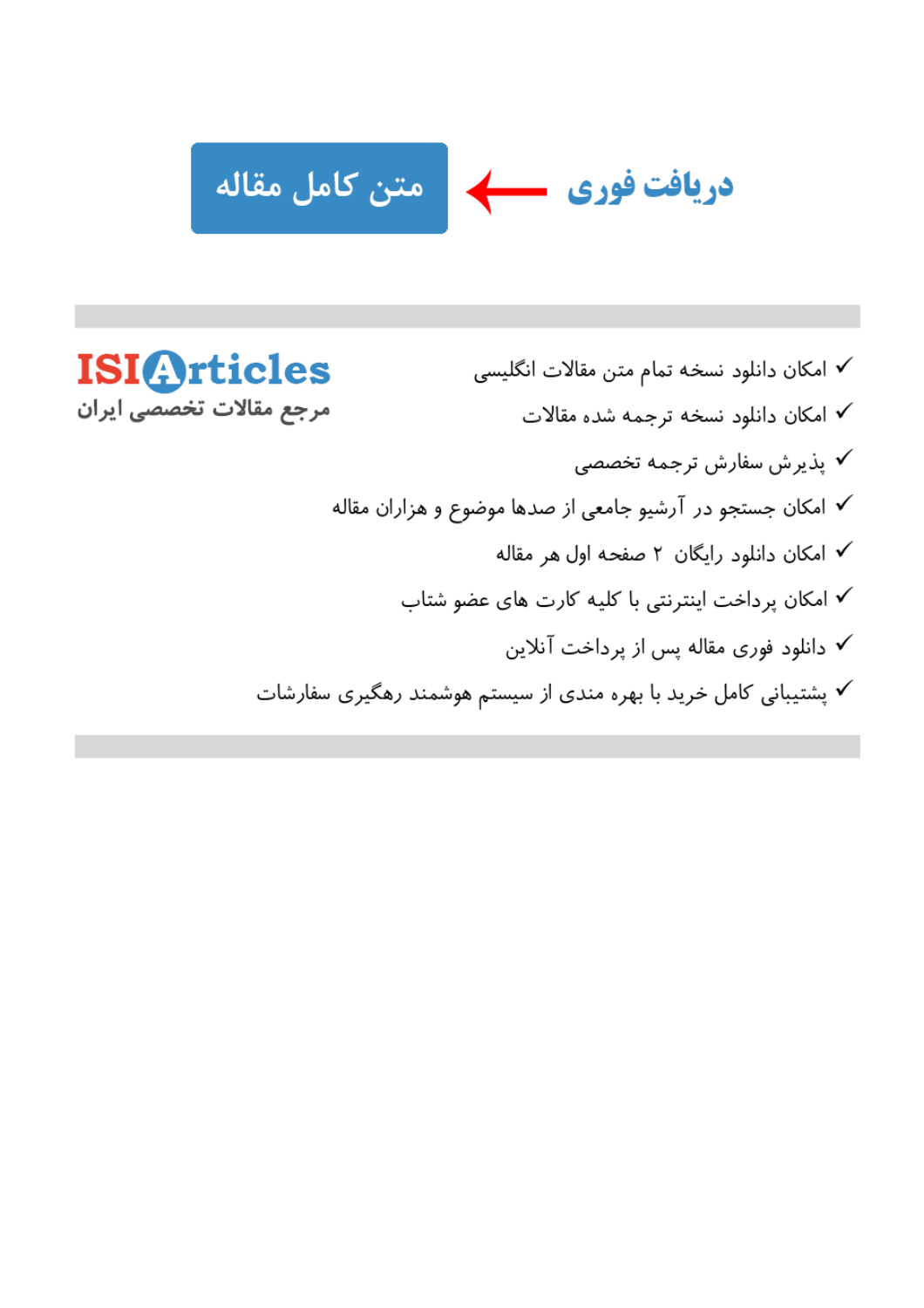**دریافت فوری** ← **متن کامل مقاله**

**ISIArticles**
مرجع مقالات تخصصی ایران

- ✓ امکان دانلود نسخه تمام متن مقالات انگلیسی
- ✓ امکان دانلود نسخه ترجمه شده مقالات
- ✓ پذیرش سفارش ترجمه تخصصی
- ✓ امکان جستجو در آرشیو جامعی از صدها موضوع و هزاران مقاله
- ✓ امکان دانلود رایگان ۲ صفحه اول هر مقاله
- ✓ امکان پرداخت اینترنتی با کلیه کارت های عضو شتاب
- ✓ دانلود فوری مقاله پس از پرداخت آنلاین
- ✓ پشتیبانی کامل خرید با بهره مندی از سیستم هوشمند رهگیری سفارشات